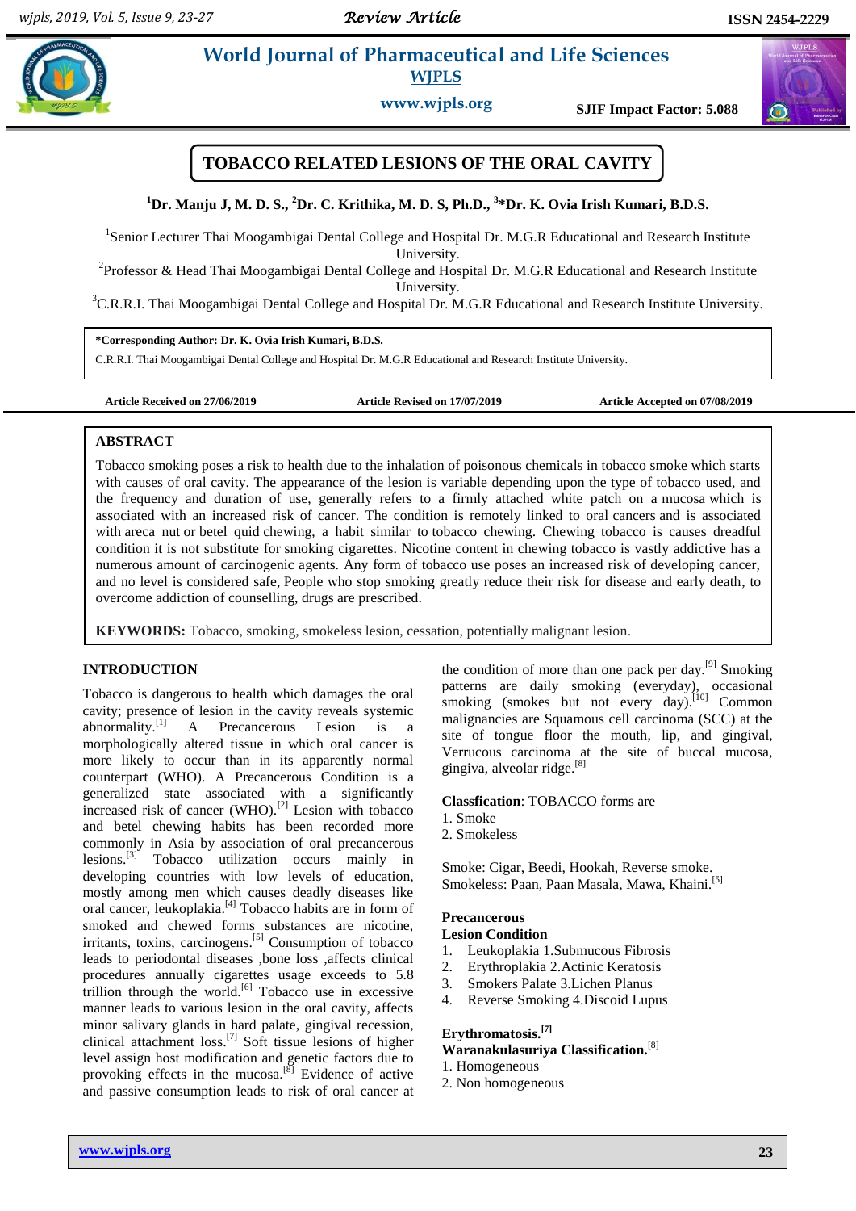# TOBACCO RELATED LESIONS OF THE ORAL CAVITY

**[1]Dr. Manju J, M. D. S., [2]Dr. C. Krithika, M. D. S, Ph.D., [3]*Dr. K. Ovia Irish Kumari, B.D.S.**

[1]Senior Lecturer Thai Moogambigai Dental College and Hospital Dr. M.G.R Educational and Research Institute University.

[2]Professor & Head Thai Moogambigai Dental College and Hospital Dr. M.G.R Educational and Research Institute University.

[3]C.R.R.I. Thai Moogambigai Dental College and Hospital Dr. M.G.R Educational and Research Institute University.

**\*Corresponding Author: Dr. K. Ovia Irish Kumari, B.D.S.**

C.R.R.I. Thai Moogambigai Dental College and Hospital Dr. M.G.R Educational and Research Institute University.

**Article Received on 27/06/2019** **Article Revised on 17/07/2019** **Article Accepted on 07/08/2019**

## ABSTRACT

Tobacco smoking poses a risk to health due to the inhalation of poisonous chemicals in tobacco smoke which starts with causes of oral cavity. The appearance of the lesion is variable depending upon the type of tobacco used, and the frequency and duration of use, generally refers to a firmly attached white patch on a mucosa which is associated with an increased risk of cancer. The condition is remotely linked to oral cancers and is associated with areca nut or betel quid chewing, a habit similar to tobacco chewing. Chewing tobacco is causes dreadful condition it is not substitute for smoking cigarettes. Nicotine content in chewing tobacco is vastly addictive has a numerous amount of carcinogenic agents. Any form of tobacco use poses an increased risk of developing cancer, and no level is considered safe, People who stop smoking greatly reduce their risk for disease and early death, to overcome addiction of counselling, drugs are prescribed.

**KEYWORDS:** Tobacco, smoking, smokeless lesion, cessation, potentially malignant lesion.

## INTRODUCTION

Tobacco is dangerous to health which damages the oral cavity; presence of lesion in the cavity reveals systemic abnormality.[1] A Precancerous Lesion is a morphologically altered tissue in which oral cancer is more likely to occur than in its apparently normal counterpart (WHO). A Precancerous Condition is a generalized state associated with a significantly increased risk of cancer (WHO).[2] Lesion with tobacco and betel chewing habits has been recorded more commonly in Asia by association of oral precancerous lesions.[3] Tobacco utilization occurs mainly in developing countries with low levels of education, mostly among men which causes deadly diseases like oral cancer, leukoplakia.[4] Tobacco habits are in form of smoked and chewed forms substances are nicotine, irritants, toxins, carcinogens.[5] Consumption of tobacco leads to periodontal diseases ,bone loss ,affects clinical procedures annually cigarettes usage exceeds to 5.8 trillion through the world.[6] Tobacco use in excessive manner leads to various lesion in the oral cavity, affects minor salivary glands in hard palate, gingival recession, clinical attachment loss.[7] Soft tissue lesions of higher level assign host modification and genetic factors due to provoking effects in the mucosa.[8] Evidence of active and passive consumption leads to risk of oral cancer at the condition of more than one pack per day.[9] Smoking patterns are daily smoking (everyday), occasional smoking (smokes but not every day).[10] Common malignancies are Squamous cell carcinoma (SCC) at the site of tongue floor the mouth, lip, and gingival, Verrucous carcinoma at the site of buccal mucosa, gingiva, alveolar ridge.[8]

**Classfication**: TOBACCO forms are

1. Smoke
2. Smokeless

Smoke: Cigar, Beedi, Hookah, Reverse smoke.
Smokeless: Paan, Paan Masala, Mawa, Khaini.[5]

**Precancerous**
**Lesion Condition**

1. Leukoplakia 1.Submucous Fibrosis
2. Erythroplakia 2.Actinic Keratosis
3. Smokers Palate 3.Lichen Planus
4. Reverse Smoking 4.Discoid Lupus

**Erythromatosis.[7]**

**Waranakulasuriya Classification.**[8]

1. Homogeneous
2. Non homogeneous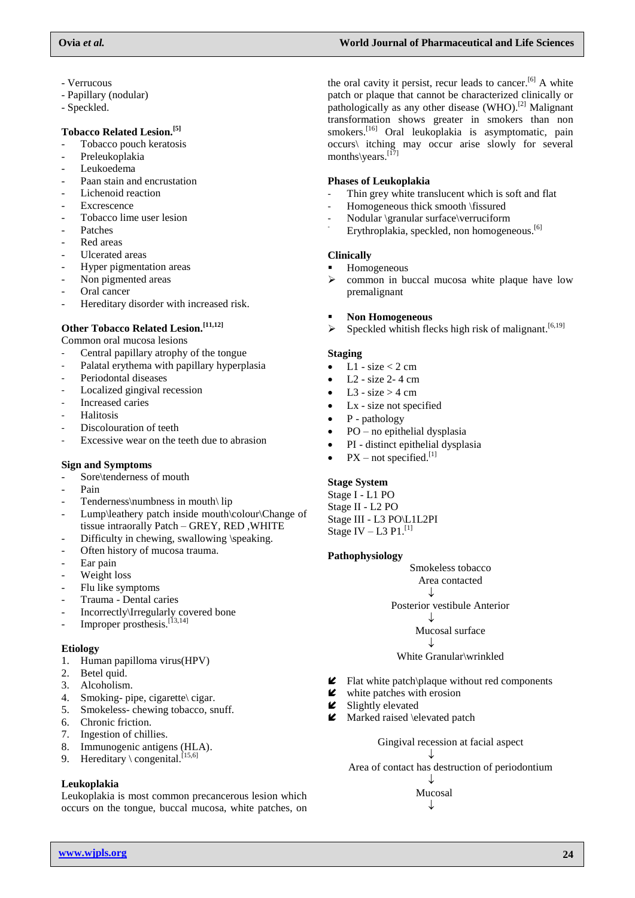- Verrucous
- Papillary (nodular)
- Speckled.

**Tobacco Related Lesion.[5]**

- Tobacco pouch keratosis
- Preleukoplakia
- Leukoedema
- Paan stain and encrustation
- Lichenoid reaction
- Excrescence
- Tobacco lime user lesion
- Patches
- Red areas
- Ulcerated areas
- Hyper pigmentation areas
- Non pigmented areas
- Oral cancer
- Hereditary disorder with increased risk.

**Other Tobacco Related Lesion.[11,12]**

Common oral mucosa lesions

- Central papillary atrophy of the tongue
- Palatal erythema with papillary hyperplasia
- Periodontal diseases
- Localized gingival recession
- Increased caries
- Halitosis
- Discolouration of teeth
- Excessive wear on the teeth due to abrasion

**Sign and Symptoms**

- Sore\tenderness of mouth
- Pain
- Tenderness\numbness in mouth\ lip
- Lump\leathery patch inside mouth\colour\Change of tissue intraorally Patch – GREY, RED ,WHITE
- Difficulty in chewing, swallowing \speaking.
- Often history of mucosa trauma.
- Ear pain
- Weight loss
- Flu like symptoms
- Trauma - Dental caries
- Incorrectly\Irregularly covered bone
- Improper prosthesis.[13,14]

**Etiology**

1. Human papilloma virus(HPV)
2. Betel quid.
3. Alcoholism.
4. Smoking- pipe, cigarette\ cigar.
5. Smokeless- chewing tobacco, snuff.
6. Chronic friction.
7. Ingestion of chillies.
8. Immunogenic antigens (HLA).
9. Hereditary \ congenital.[15,6]

**Leukoplakia**

Leukoplakia is most common precancerous lesion which occurs on the tongue, buccal mucosa, white patches, on the oral cavity it persist, recur leads to cancer.[6] A white patch or plaque that cannot be characterized clinically or pathologically as any other disease (WHO).[2] Malignant transformation shows greater in smokers than non smokers.[16] Oral leukoplakia is asymptomatic, pain occurs\ itching may occur arise slowly for several months\years.[17]

**Phases of Leukoplakia**

- Thin grey white translucent which is soft and flat
- Homogeneous thick smooth \fissured
- Nodular \granular surface\verruciform
- Erythroplakia, speckled, non homogeneous.[6]

**Clinically**

- Homogeneous
  - common in buccal mucosa white plaque have low premalignant

- **Non Homogeneous**
  - Speckled whitish flecks high risk of malignant.[6,19]

**Staging**

- L1 - size < 2 cm
- L2 - size 2- 4 cm
- L3 - size > 4 cm
- Lx - size not specified
- P - pathology
- PO – no epithelial dysplasia
- PI - distinct epithelial dysplasia
- PX – not specified.[1]

**Stage System**

Stage I - L1 PO
Stage II - L2 PO
Stage III - L3 PO\L1L2PI
Stage IV – L3 P1.[1]

**Pathophysiology**

Smokeless tobacco
Area contacted
↓
Posterior vestibule Anterior
↓
Mucosal surface
↓
White Granular\wrinkled

- Flat white patch\plaque without red components
- white patches with erosion
- Slightly elevated
- Marked raised \elevated patch

Gingival recession at facial aspect
↓
Area of contact has destruction of periodontium
↓
Mucosal
↓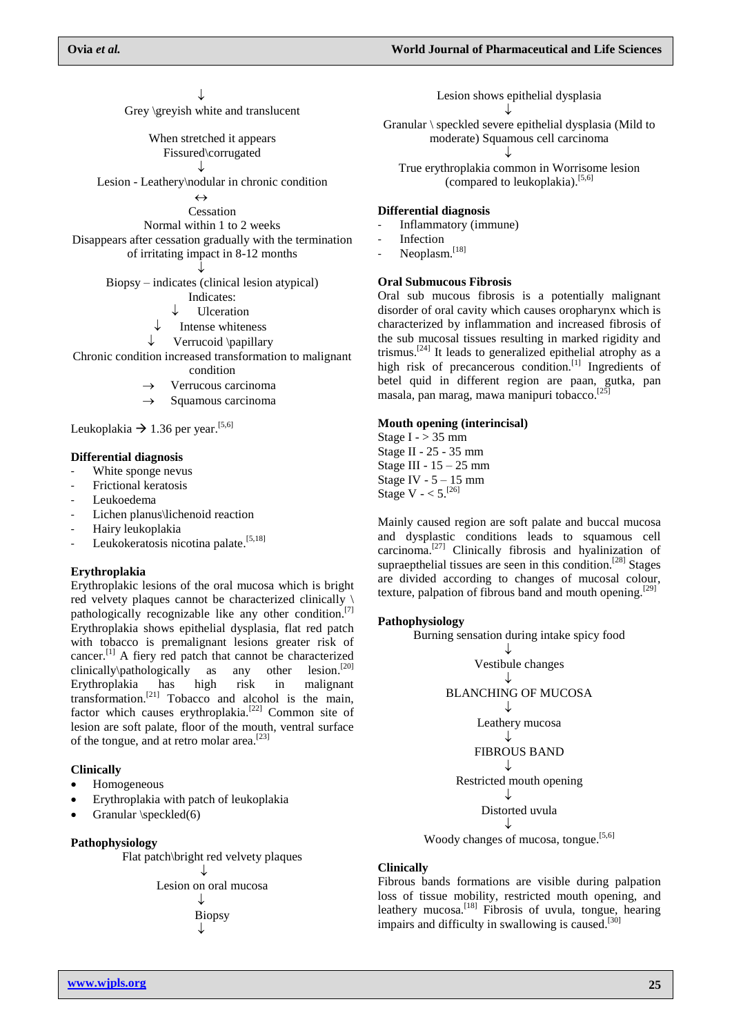↓

Grey \greyish white and translucent

When stretched it appears
Fissured\corrugated

↓

Lesion - Leathery\nodular in chronic condition

↔

Cessation

Normal within 1 to 2 weeks

Disappears after cessation gradually with the termination of irritating impact in 8-12 months

↓

Biopsy – indicates (clinical lesion atypical)

Indicates:

↓ Ulceration

↓ Intense whiteness

↓ Verrucoid \papillary

Chronic condition increased transformation to malignant condition

→ Verrucous carcinoma

→ Squamous carcinoma

Leukoplakia → 1.36 per year.[5,6]

**Differential diagnosis**

- White sponge nevus
- Frictional keratosis
- Leukoedema
- Lichen planus\lichenoid reaction
- Hairy leukoplakia
- Leukokeratosis nicotina palate.[5,18]

**Erythroplakia**

Erythroplakic lesions of the oral mucosa which is bright red velvety plaques cannot be characterized clinically \ pathologically recognizable like any other condition.[7] Erythroplakia shows epithelial dysplasia, flat red patch with tobacco is premalignant lesions greater risk of cancer.[1] A fiery red patch that cannot be characterized clinically\pathologically as any other lesion.[20] Erythroplakia has high risk in malignant transformation.[21] Tobacco and alcohol is the main, factor which causes erythroplakia.[22] Common site of lesion are soft palate, floor of the mouth, ventral surface of the tongue, and at retro molar area.[23]

**Clinically**

- Homogeneous
- Erythroplakia with patch of leukoplakia
- Granular \speckled(6)

**Pathophysiology**

Flat patch\bright red velvety plaques

↓

Lesion on oral mucosa

↓

Biopsy

↓

Lesion shows epithelial dysplasia

↓

Granular \ speckled severe epithelial dysplasia (Mild to moderate) Squamous cell carcinoma

↓

True erythroplakia common in Worrisome lesion (compared to leukoplakia).[5,6]

**Differential diagnosis**

- Inflammatory (immune)
- Infection
- Neoplasm.[18]

**Oral Submucous Fibrosis**

Oral sub mucous fibrosis is a potentially malignant disorder of oral cavity which causes oropharynx which is characterized by inflammation and increased fibrosis of the sub mucosal tissues resulting in marked rigidity and trismus.[24] It leads to generalized epithelial atrophy as a high risk of precancerous condition.[1] Ingredients of betel quid in different region are paan, gutka, pan masala, pan marag, mawa manipuri tobacco.[25]

**Mouth opening (interincisal)**

Stage I - > 35 mm
Stage II - 25 - 35 mm
Stage III - 15 – 25 mm
Stage IV - 5 – 15 mm
Stage V - < 5.[26]

Mainly caused region are soft palate and buccal mucosa and dysplastic conditions leads to squamous cell carcinoma.[27] Clinically fibrosis and hyalinization of supraepthelial tissues are seen in this condition.[28] Stages are divided according to changes of mucosal colour, texture, palpation of fibrous band and mouth opening.[29]

**Pathophysiology**

Burning sensation during intake spicy food

↓

Vestibule changes

↓

BLANCHING OF MUCOSA

↓

Leathery mucosa

↓

FIBROUS BAND

↓

Restricted mouth opening

↓

Distorted uvula

↓

Woody changes of mucosa, tongue.[5,6]

**Clinically**

Fibrous bands formations are visible during palpation loss of tissue mobility, restricted mouth opening, and leathery mucosa.[18] Fibrosis of uvula, tongue, hearing impairs and difficulty in swallowing is caused.[30]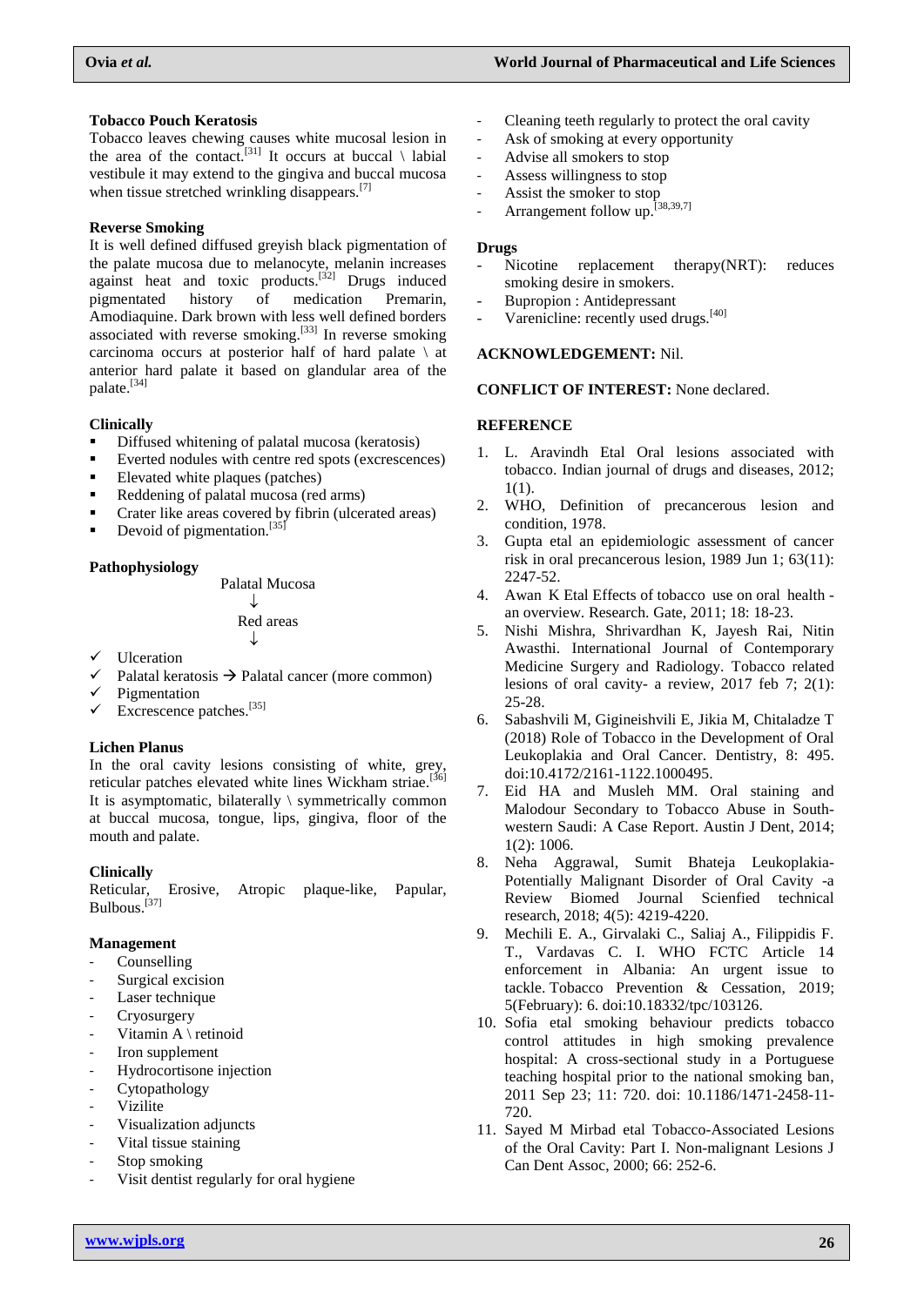### Tobacco Pouch Keratosis

Tobacco leaves chewing causes white mucosal lesion in the area of the contact.[31] It occurs at buccal \ labial vestibule it may extend to the gingiva and buccal mucosa when tissue stretched wrinkling disappears.[7]

### Reverse Smoking

It is well defined diffused greyish black pigmentation of the palate mucosa due to melanocyte, melanin increases against heat and toxic products.[32] Drugs induced pigmentated history of medication Premarin, Amodiaquine. Dark brown with less well defined borders associated with reverse smoking.[33] In reverse smoking carcinoma occurs at posterior half of hard palate \ at anterior hard palate it based on glandular area of the palate.[34]

### Clinically

- Diffused whitening of palatal mucosa (keratosis)
- Everted nodules with centre red spots (excrescences)
- Elevated white plaques (patches)
- Reddening of palatal mucosa (red arms)
- Crater like areas covered by fibrin (ulcerated areas)
- Devoid of pigmentation.[35]

### Pathophysiology

Palatal Mucosa
↓
Red areas
↓

- ✓ Ulceration
- ✓ Palatal keratosis → Palatal cancer (more common)
- ✓ Pigmentation
- ✓ Excrescence patches.[35]

### Lichen Planus

In the oral cavity lesions consisting of white, grey, reticular patches elevated white lines Wickham striae.[36] It is asymptomatic, bilaterally \ symmetrically common at buccal mucosa, tongue, lips, gingiva, floor of the mouth and palate.

### Clinically

Reticular, Erosive, Atropic plaque-like, Papular, Bulbous.[37]

### Management

- Counselling
- Surgical excision
- Laser technique
- Cryosurgery
- Vitamin A \ retinoid
- Iron supplement
- Hydrocortisone injection
- Cytopathology
- Vizilite
- Visualization adjuncts
- Vital tissue staining
- Stop smoking
- Visit dentist regularly for oral hygiene
- Cleaning teeth regularly to protect the oral cavity
- Ask of smoking at every opportunity
- Advise all smokers to stop
- Assess willingness to stop
- Assist the smoker to stop
- Arrangement follow up.[38,39,7]

### Drugs

- Nicotine replacement therapy(NRT): reduces smoking desire in smokers.
- Bupropion : Antidepressant
- Varenicline: recently used drugs.[40]

**ACKNOWLEDGEMENT:** Nil.

**CONFLICT OF INTEREST:** None declared.

## REFERENCE

1. L. Aravindh Etal Oral lesions associated with tobacco. Indian journal of drugs and diseases, 2012; 1(1).
2. WHO, Definition of precancerous lesion and condition, 1978.
3. Gupta etal an epidemiologic assessment of cancer risk in oral precancerous lesion, 1989 Jun 1; 63(11): 2247-52.
4. Awan K Etal Effects of tobacco use on oral health - an overview. Research. Gate, 2011; 18: 18-23.
5. Nishi Mishra, Shrivardhan K, Jayesh Rai, Nitin Awasthi. International Journal of Contemporary Medicine Surgery and Radiology. Tobacco related lesions of oral cavity- a review, 2017 feb 7; 2(1): 25-28.
6. Sabashvili M, Gigineishvili E, Jikia M, Chitaladze T (2018) Role of Tobacco in the Development of Oral Leukoplakia and Oral Cancer. Dentistry, 8: 495. doi:10.4172/2161-1122.1000495.
7. Eid HA and Musleh MM. Oral staining and Malodour Secondary to Tobacco Abuse in South-western Saudi: A Case Report. Austin J Dent, 2014; 1(2): 1006.
8. Neha Aggrawal, Sumit Bhateja Leukoplakia- Potentially Malignant Disorder of Oral Cavity -a Review Biomed Journal Scienfied technical research, 2018; 4(5): 4219-4220.
9. Mechili E. A., Girvalaki C., Saliaj A., Filippidis F. T., Vardavas C. I. WHO FCTC Article 14 enforcement in Albania: An urgent issue to tackle. Tobacco Prevention & Cessation, 2019; 5(February): 6. doi:10.18332/tpc/103126.
10. Sofia etal smoking behaviour predicts tobacco control attitudes in high smoking prevalence hospital: A cross-sectional study in a Portuguese teaching hospital prior to the national smoking ban, 2011 Sep 23; 11: 720. doi: 10.1186/1471-2458-11-720.
11. Sayed M Mirbad etal Tobacco-Associated Lesions of the Oral Cavity: Part I. Non-malignant Lesions J Can Dent Assoc, 2000; 66: 252-6.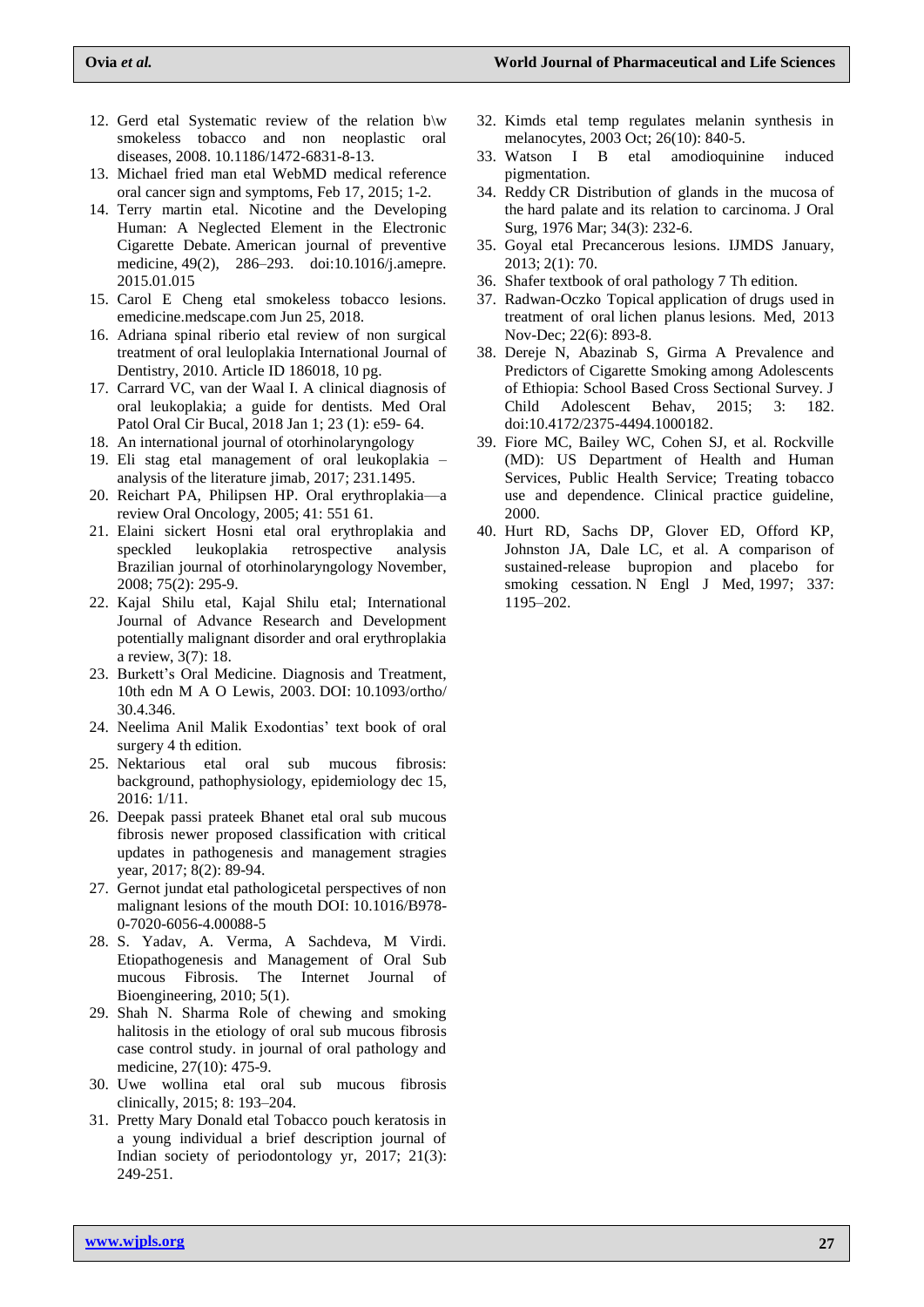12. Gerd etal Systematic review of the relation b\w smokeless tobacco and non neoplastic oral diseases, 2008. 10.1186/1472-6831-8-13.
13. Michael fried man etal WebMD medical reference oral cancer sign and symptoms, Feb 17, 2015; 1-2.
14. Terry martin etal. Nicotine and the Developing Human: A Neglected Element in the Electronic Cigarette Debate. American journal of preventive medicine, 49(2), 286–293. doi:10.1016/j.amepre. 2015.01.015
15. Carol E Cheng etal smokeless tobacco lesions. emedicine.medscape.com Jun 25, 2018.
16. Adriana spinal riberio etal review of non surgical treatment of oral leuloplakia International Journal of Dentistry, 2010. Article ID 186018, 10 pg.
17. Carrard VC, van der Waal I. A clinical diagnosis of oral leukoplakia; a guide for dentists. Med Oral Patol Oral Cir Bucal, 2018 Jan 1; 23 (1): e59- 64.
18. An international journal of otorhinolaryngology
19. Eli stag etal management of oral leukoplakia – analysis of the literature jimab, 2017; 231.1495.
20. Reichart PA, Philipsen HP. Oral erythroplakia—a review Oral Oncology, 2005; 41: 551 61.
21. Elaini sickert Hosni etal oral erythroplakia and speckled leukoplakia retrospective analysis Brazilian journal of otorhinolaryngology November, 2008; 75(2): 295-9.
22. Kajal Shilu etal, Kajal Shilu etal; International Journal of Advance Research and Development potentially malignant disorder and oral erythroplakia a review, 3(7): 18.
23. Burkett's Oral Medicine. Diagnosis and Treatment, 10th edn M A O Lewis, 2003. DOI: 10.1093/ortho/ 30.4.346.
24. Neelima Anil Malik Exodontias' text book of oral surgery 4 th edition.
25. Nektarious etal oral sub mucous fibrosis: background, pathophysiology, epidemiology dec 15, 2016: 1/11.
26. Deepak passi prateek Bhanet etal oral sub mucous fibrosis newer proposed classification with critical updates in pathogenesis and management stragies year, 2017; 8(2): 89-94.
27. Gernot jundat etal pathologicetal perspectives of non malignant lesions of the mouth DOI: 10.1016/B978-0-7020-6056-4.00088-5
28. S. Yadav, A. Verma, A Sachdeva, M Virdi. Etiopathogenesis and Management of Oral Sub mucous Fibrosis. The Internet Journal of Bioengineering, 2010; 5(1).
29. Shah N. Sharma Role of chewing and smoking halitosis in the etiology of oral sub mucous fibrosis case control study. in journal of oral pathology and medicine, 27(10): 475-9.
30. Uwe wollina etal oral sub mucous fibrosis clinically, 2015; 8: 193–204.
31. Pretty Mary Donald etal Tobacco pouch keratosis in a young individual a brief description journal of Indian society of periodontology yr, 2017; 21(3): 249-251.
32. Kimds etal temp regulates melanin synthesis in melanocytes, 2003 Oct; 26(10): 840-5.
33. Watson I B etal amodioquinine induced pigmentation.
34. Reddy CR Distribution of glands in the mucosa of the hard palate and its relation to carcinoma. J Oral Surg, 1976 Mar; 34(3): 232-6.
35. Goyal etal Precancerous lesions. IJMDS January, 2013; 2(1): 70.
36. Shafer textbook of oral pathology 7 Th edition.
37. Radwan-Oczko Topical application of drugs used in treatment of oral lichen planus lesions. Med, 2013 Nov-Dec; 22(6): 893-8.
38. Dereje N, Abazinab S, Girma A Prevalence and Predictors of Cigarette Smoking among Adolescents of Ethiopia: School Based Cross Sectional Survey. J Child Adolescent Behav, 2015; 3: 182. doi:10.4172/2375-4494.1000182.
39. Fiore MC, Bailey WC, Cohen SJ, et al. Rockville (MD): US Department of Health and Human Services, Public Health Service; Treating tobacco use and dependence. Clinical practice guideline, 2000.
40. Hurt RD, Sachs DP, Glover ED, Offord KP, Johnston JA, Dale LC, et al. A comparison of sustained-release bupropion and placebo for smoking cessation. N Engl J Med, 1997; 337: 1195–202.